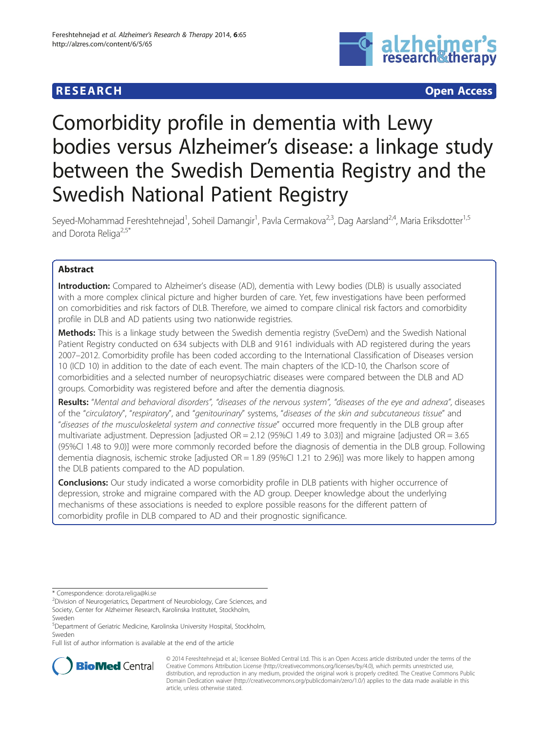RESEARCH Open Access

# Comorbidity profile in dementia with Lewy bodies versus Alzheimer's disease: a linkage study between the Swedish Dementia Registry and the Swedish National Patient Registry

Seyed-Mohammad Fereshtehnejad[1], Soheil Damangir[1], Pavla Cermakova[2,3], Dag Aarsland[2,4], Maria Eriksdotter[1,5] and Dorota Religa[2,5*]

## Abstract

**Introduction:** Compared to Alzheimer's disease (AD), dementia with Lewy bodies (DLB) is usually associated with a more complex clinical picture and higher burden of care. Yet, few investigations have been performed on comorbidities and risk factors of DLB. Therefore, we aimed to compare clinical risk factors and comorbidity profile in DLB and AD patients using two nationwide registries.

**Methods:** This is a linkage study between the Swedish dementia registry (SveDem) and the Swedish National Patient Registry conducted on 634 subjects with DLB and 9161 individuals with AD registered during the years 2007–2012. Comorbidity profile has been coded according to the International Classification of Diseases version 10 (ICD 10) in addition to the date of each event. The main chapters of the ICD-10, the Charlson score of comorbidities and a selected number of neuropsychiatric diseases were compared between the DLB and AD groups. Comorbidity was registered before and after the dementia diagnosis.

**Results:** "*Mental and behavioral disorders*", "*diseases of the nervous system*", "*diseases of the eye and adnexa*", diseases of the "*circulatory*", "*respiratory*", and "*genitourinary*" systems, "*diseases of the skin and subcutaneous tissue*" and "*diseases of the musculoskeletal system and connective tissue*" occurred more frequently in the DLB group after multivariate adjustment. Depression [adjusted OR = 2.12 (95%CI 1.49 to 3.03)] and migraine [adjusted OR = 3.65 (95%CI 1.48 to 9.0)] were more commonly recorded before the diagnosis of dementia in the DLB group. Following dementia diagnosis, ischemic stroke [adjusted OR = 1.89 (95%CI 1.21 to 2.96)] was more likely to happen among the DLB patients compared to the AD population.

**Conclusions:** Our study indicated a worse comorbidity profile in DLB patients with higher occurrence of depression, stroke and migraine compared with the AD group. Deeper knowledge about the underlying mechanisms of these associations is needed to explore possible reasons for the different pattern of comorbidity profile in DLB compared to AD and their prognostic significance.

\* Correspondence: dorota.religa@ki.se
[2]Division of Neurogeriatrics, Department of Neurobiology, Care Sciences, and Society, Center for Alzheimer Research, Karolinska Institutet, Stockholm, Sweden
[5]Department of Geriatric Medicine, Karolinska University Hospital, Stockholm, Sweden
Full list of author information is available at the end of the article

© 2014 Fereshtehnejad et al.; licensee BioMed Central Ltd. This is an Open Access article distributed under the terms of the Creative Commons Attribution License (http://creativecommons.org/licenses/by/4.0), which permits unrestricted use, distribution, and reproduction in any medium, provided the original work is properly credited. The Creative Commons Public Domain Dedication waiver (http://creativecommons.org/publicdomain/zero/1.0/) applies to the data made available in this article, unless otherwise stated.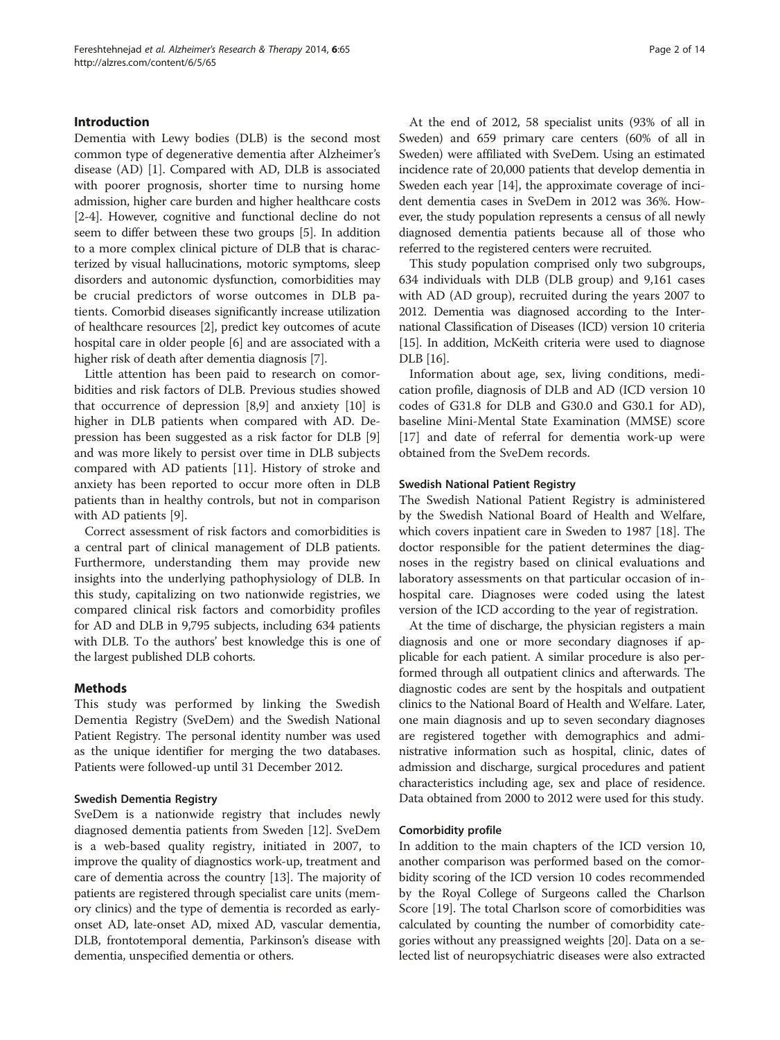## Introduction

Dementia with Lewy bodies (DLB) is the second most common type of degenerative dementia after Alzheimer's disease (AD) [1]. Compared with AD, DLB is associated with poorer prognosis, shorter time to nursing home admission, higher care burden and higher healthcare costs [2-4]. However, cognitive and functional decline do not seem to differ between these two groups [5]. In addition to a more complex clinical picture of DLB that is characterized by visual hallucinations, motoric symptoms, sleep disorders and autonomic dysfunction, comorbidities may be crucial predictors of worse outcomes in DLB patients. Comorbid diseases significantly increase utilization of healthcare resources [2], predict key outcomes of acute hospital care in older people [6] and are associated with a higher risk of death after dementia diagnosis [7].

Little attention has been paid to research on comorbidities and risk factors of DLB. Previous studies showed that occurrence of depression [8,9] and anxiety [10] is higher in DLB patients when compared with AD. Depression has been suggested as a risk factor for DLB [9] and was more likely to persist over time in DLB subjects compared with AD patients [11]. History of stroke and anxiety has been reported to occur more often in DLB patients than in healthy controls, but not in comparison with AD patients [9].

Correct assessment of risk factors and comorbidities is a central part of clinical management of DLB patients. Furthermore, understanding them may provide new insights into the underlying pathophysiology of DLB. In this study, capitalizing on two nationwide registries, we compared clinical risk factors and comorbidity profiles for AD and DLB in 9,795 subjects, including 634 patients with DLB. To the authors' best knowledge this is one of the largest published DLB cohorts.

## Methods

This study was performed by linking the Swedish Dementia Registry (SveDem) and the Swedish National Patient Registry. The personal identity number was used as the unique identifier for merging the two databases. Patients were followed-up until 31 December 2012.

### Swedish Dementia Registry

SveDem is a nationwide registry that includes newly diagnosed dementia patients from Sweden [12]. SveDem is a web-based quality registry, initiated in 2007, to improve the quality of diagnostics work-up, treatment and care of dementia across the country [13]. The majority of patients are registered through specialist care units (memory clinics) and the type of dementia is recorded as early-onset AD, late-onset AD, mixed AD, vascular dementia, DLB, frontotemporal dementia, Parkinson's disease with dementia, unspecified dementia or others.

At the end of 2012, 58 specialist units (93% of all in Sweden) and 659 primary care centers (60% of all in Sweden) were affiliated with SveDem. Using an estimated incidence rate of 20,000 patients that develop dementia in Sweden each year [14], the approximate coverage of incident dementia cases in SveDem in 2012 was 36%. However, the study population represents a census of all newly diagnosed dementia patients because all of those who referred to the registered centers were recruited.

This study population comprised only two subgroups, 634 individuals with DLB (DLB group) and 9,161 cases with AD (AD group), recruited during the years 2007 to 2012. Dementia was diagnosed according to the International Classification of Diseases (ICD) version 10 criteria [15]. In addition, McKeith criteria were used to diagnose DLB [16].

Information about age, sex, living conditions, medication profile, diagnosis of DLB and AD (ICD version 10 codes of G31.8 for DLB and G30.0 and G30.1 for AD), baseline Mini-Mental State Examination (MMSE) score [17] and date of referral for dementia work-up were obtained from the SveDem records.

### Swedish National Patient Registry

The Swedish National Patient Registry is administered by the Swedish National Board of Health and Welfare, which covers inpatient care in Sweden to 1987 [18]. The doctor responsible for the patient determines the diagnoses in the registry based on clinical evaluations and laboratory assessments on that particular occasion of in-hospital care. Diagnoses were coded using the latest version of the ICD according to the year of registration.

At the time of discharge, the physician registers a main diagnosis and one or more secondary diagnoses if applicable for each patient. A similar procedure is also performed through all outpatient clinics and afterwards. The diagnostic codes are sent by the hospitals and outpatient clinics to the National Board of Health and Welfare. Later, one main diagnosis and up to seven secondary diagnoses are registered together with demographics and administrative information such as hospital, clinic, dates of admission and discharge, surgical procedures and patient characteristics including age, sex and place of residence. Data obtained from 2000 to 2012 were used for this study.

### Comorbidity profile

In addition to the main chapters of the ICD version 10, another comparison was performed based on the comorbidity scoring of the ICD version 10 codes recommended by the Royal College of Surgeons called the Charlson Score [19]. The total Charlson score of comorbidities was calculated by counting the number of comorbidity categories without any preassigned weights [20]. Data on a selected list of neuropsychiatric diseases were also extracted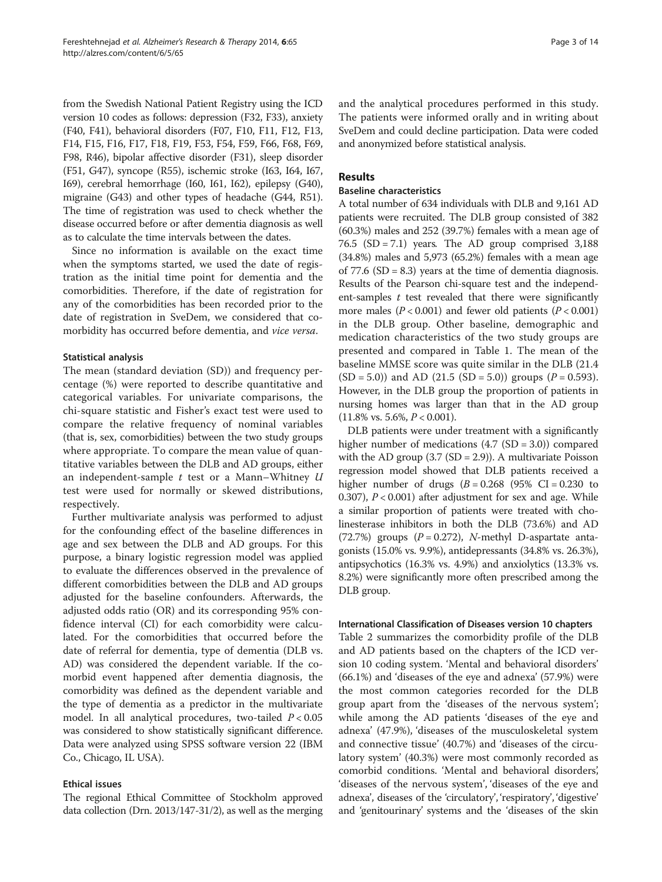from the Swedish National Patient Registry using the ICD version 10 codes as follows: depression (F32, F33), anxiety (F40, F41), behavioral disorders (F07, F10, F11, F12, F13, F14, F15, F16, F17, F18, F19, F53, F54, F59, F66, F68, F69, F98, R46), bipolar affective disorder (F31), sleep disorder (F51, G47), syncope (R55), ischemic stroke (I63, I64, I67, I69), cerebral hemorrhage (I60, I61, I62), epilepsy (G40), migraine (G43) and other types of headache (G44, R51). The time of registration was used to check whether the disease occurred before or after dementia diagnosis as well as to calculate the time intervals between the dates.

Since no information is available on the exact time when the symptoms started, we used the date of registration as the initial time point for dementia and the comorbidities. Therefore, if the date of registration for any of the comorbidities has been recorded prior to the date of registration in SveDem, we considered that comorbidity has occurred before dementia, and *vice versa*.

### Statistical analysis

The mean (standard deviation (SD)) and frequency percentage (%) were reported to describe quantitative and categorical variables. For univariate comparisons, the chi-square statistic and Fisher's exact test were used to compare the relative frequency of nominal variables (that is, sex, comorbidities) between the two study groups where appropriate. To compare the mean value of quantitative variables between the DLB and AD groups, either an independent-sample $t$ test or a Mann–Whitney $U$ test were used for normally or skewed distributions, respectively.

Further multivariate analysis was performed to adjust for the confounding effect of the baseline differences in age and sex between the DLB and AD groups. For this purpose, a binary logistic regression model was applied to evaluate the differences observed in the prevalence of different comorbidities between the DLB and AD groups adjusted for the baseline confounders. Afterwards, the adjusted odds ratio (OR) and its corresponding 95% confidence interval (CI) for each comorbidity were calculated. For the comorbidities that occurred before the date of referral for dementia, type of dementia (DLB vs. AD) was considered the dependent variable. If the comorbid event happened after dementia diagnosis, the comorbidity was defined as the dependent variable and the type of dementia as a predictor in the multivariate model. In all analytical procedures, two-tailed $P < 0.05$ was considered to show statistically significant difference. Data were analyzed using SPSS software version 22 (IBM Co., Chicago, IL USA).

### Ethical issues

The regional Ethical Committee of Stockholm approved data collection (Drn. 2013/147-31/2), as well as the merging and the analytical procedures performed in this study. The patients were informed orally and in writing about SveDem and could decline participation. Data were coded and anonymized before statistical analysis.

## Results

### Baseline characteristics

A total number of 634 individuals with DLB and 9,161 AD patients were recruited. The DLB group consisted of 382 (60.3%) males and 252 (39.7%) females with a mean age of 76.5 (SD = 7.1) years. The AD group comprised 3,188 (34.8%) males and 5,973 (65.2%) females with a mean age of 77.6 (SD = 8.3) years at the time of dementia diagnosis. Results of the Pearson chi-square test and the independent-samples $t$ test revealed that there were significantly more males ($P < 0.001$) and fewer old patients ($P < 0.001$) in the DLB group. Other baseline, demographic and medication characteristics of the two study groups are presented and compared in Table 1. The mean of the baseline MMSE score was quite similar in the DLB (21.4 (SD = 5.0)) and AD (21.5 (SD = 5.0)) groups ($P = 0.593$). However, in the DLB group the proportion of patients in nursing homes was larger than that in the AD group (11.8% vs. 5.6%, $P < 0.001$).

DLB patients were under treatment with a significantly higher number of medications (4.7 (SD = 3.0)) compared with the AD group (3.7 (SD = 2.9)). A multivariate Poisson regression model showed that DLB patients received a higher number of drugs ($B = 0.268$ (95% CI = 0.230 to 0.307), $P < 0.001$) after adjustment for sex and age. While a similar proportion of patients were treated with cholinesterase inhibitors in both the DLB (73.6%) and AD (72.7%) groups ($P = 0.272$), *N*-methyl D-aspartate antagonists (15.0% vs. 9.9%), antidepressants (34.8% vs. 26.3%), antipsychotics (16.3% vs. 4.9%) and anxiolytics (13.3% vs. 8.2%) were significantly more often prescribed among the DLB group.

### International Classification of Diseases version 10 chapters

Table 2 summarizes the comorbidity profile of the DLB and AD patients based on the chapters of the ICD version 10 coding system. 'Mental and behavioral disorders' (66.1%) and 'diseases of the eye and adnexa' (57.9%) were the most common categories recorded for the DLB group apart from the 'diseases of the nervous system'; while among the AD patients 'diseases of the eye and adnexa' (47.9%), 'diseases of the musculoskeletal system and connective tissue' (40.7%) and 'diseases of the circulatory system' (40.3%) were most commonly recorded as comorbid conditions. 'Mental and behavioral disorders', 'diseases of the nervous system', 'diseases of the eye and adnexa', diseases of the 'circulatory', 'respiratory', 'digestive' and 'genitourinary' systems and the 'diseases of the skin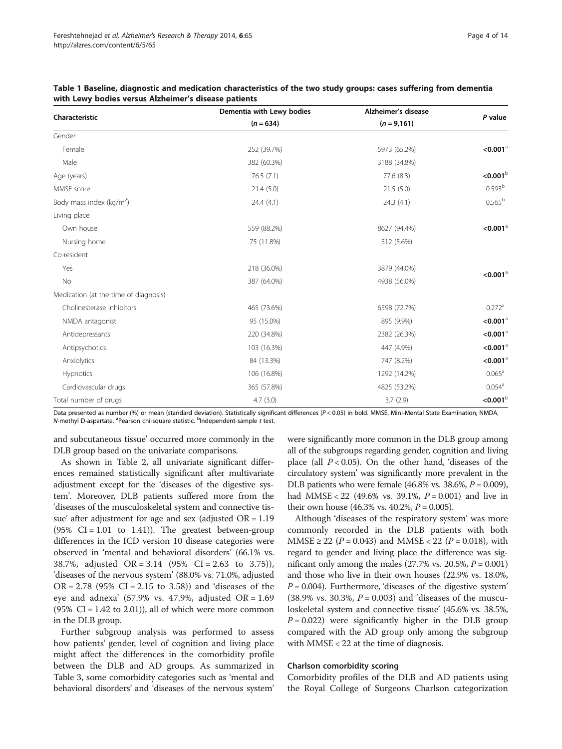**Table 1 Baseline, diagnostic and medication characteristics of the two study groups: cases suffering from dementia with Lewy bodies versus Alzheimer's disease patients**

| Characteristic | Dementia with Lewy bodies ($n = 634$) | Alzheimer's disease ($n = 9,161$) | P value |
|---|---|---|---|
| Gender | | | |
| Female | 252 (39.7%) | 5973 (65.2%) | **<0.001**[a] |
| Male | 382 (60.3%) | 3188 (34.8%) | |
| Age (years) | 76.5 (7.1) | 77.6 (8.3) | **<0.001**[b] |
| MMSE score | 21.4 (5.0) | 21.5 (5.0) | 0.593[b] |
| Body mass index (kg/m$^2$) | 24.4 (4.1) | 24.3 (4.1) | 0.565[b] |
| Living place | | | |
| Own house | 559 (88.2%) | 8627 (94.4%) | **<0.001**[a] |
| Nursing home | 75 (11.8%) | 512 (5.6%) | |
| Co-resident | | | |
| Yes | 218 (36.0%) | 3879 (44.0%) | **<0.001**[a] |
| No | 387 (64.0%) | 4938 (56.0%) | |
| Medication (at the time of diagnosis) | | | |
| Cholinesterase inhibitors | 465 (73.6%) | 6598 (72.7%) | 0.272[a] |
| NMDA antagonist | 95 (15.0%) | 895 (9.9%) | **<0.001**[a] |
| Antidepressants | 220 (34.8%) | 2382 (26.3%) | **<0.001**[a] |
| Antipsychotics | 103 (16.3%) | 447 (4.9%) | **<0.001**[a] |
| Anxiolytics | 84 (13.3%) | 747 (8.2%) | **<0.001**[a] |
| Hypnotics | 106 (16.8%) | 1292 (14.2%) | 0.065[a] |
| Cardiovascular drugs | 365 (57.8%) | 4825 (53.2%) | 0.054[a] |
| Total number of drugs | 4.7 (3.0) | 3.7 (2.9) | **<0.001**[b] |

Data presented as number (%) or mean (standard deviation). Statistically significant differences ($P < 0.05$) in bold. MMSE, Mini-Mental State Examination; NMDA, *N*-methyl D-aspartate. [a]Pearson chi-square statistic. [b]Independent-sample *t* test.

and subcutaneous tissue' occurred more commonly in the DLB group based on the univariate comparisons.

As shown in Table 2, all univariate significant differences remained statistically significant after multivariate adjustment except for the 'diseases of the digestive system'. Moreover, DLB patients suffered more from the 'diseases of the musculoskeletal system and connective tissue' after adjustment for age and sex (adjusted OR = 1.19 (95% CI = 1.01 to 1.41)). The greatest between-group differences in the ICD version 10 disease categories were observed in 'mental and behavioral disorders' (66.1% vs. 38.7%, adjusted OR = 3.14 (95% CI = 2.63 to 3.75)), 'diseases of the nervous system' (88.0% vs. 71.0%, adjusted OR = 2.78 (95% CI = 2.15 to 3.58)) and 'diseases of the eye and adnexa' (57.9% vs. 47.9%, adjusted OR = 1.69 (95% CI = 1.42 to 2.01)), all of which were more common in the DLB group.

Further subgroup analysis was performed to assess how patients' gender, level of cognition and living place might affect the differences in the comorbidity profile between the DLB and AD groups. As summarized in Table 3, some comorbidity categories such as 'mental and behavioral disorders' and 'diseases of the nervous system' were significantly more common in the DLB group among all of the subgroups regarding gender, cognition and living place (all $P < 0.05$). On the other hand, 'diseases of the circulatory system' was significantly more prevalent in the DLB patients who were female (46.8% vs. 38.6%, $P = 0.009$), had MMSE < 22 (49.6% vs. 39.1%, $P = 0.001$) and live in their own house (46.3% vs. 40.2%, $P = 0.005$).

Although 'diseases of the respiratory system' was more commonly recorded in the DLB patients with both MMSE ≥ 22 ($P = 0.043$) and MMSE < 22 ($P = 0.018$), with regard to gender and living place the difference was significant only among the males (27.7% vs. 20.5%, $P = 0.001$) and those who live in their own houses (22.9% vs. 18.0%, $P = 0.004$). Furthermore, 'diseases of the digestive system' (38.9% vs. 30.3%, $P = 0.003$) and 'diseases of the musculoskeletal system and connective tissue' (45.6% vs. 38.5%, $P = 0.022$) were significantly higher in the DLB group compared with the AD group only among the subgroup with MMSE < 22 at the time of diagnosis.

### Charlson comorbidity scoring

Comorbidity profiles of the DLB and AD patients using the Royal College of Surgeons Charlson categorization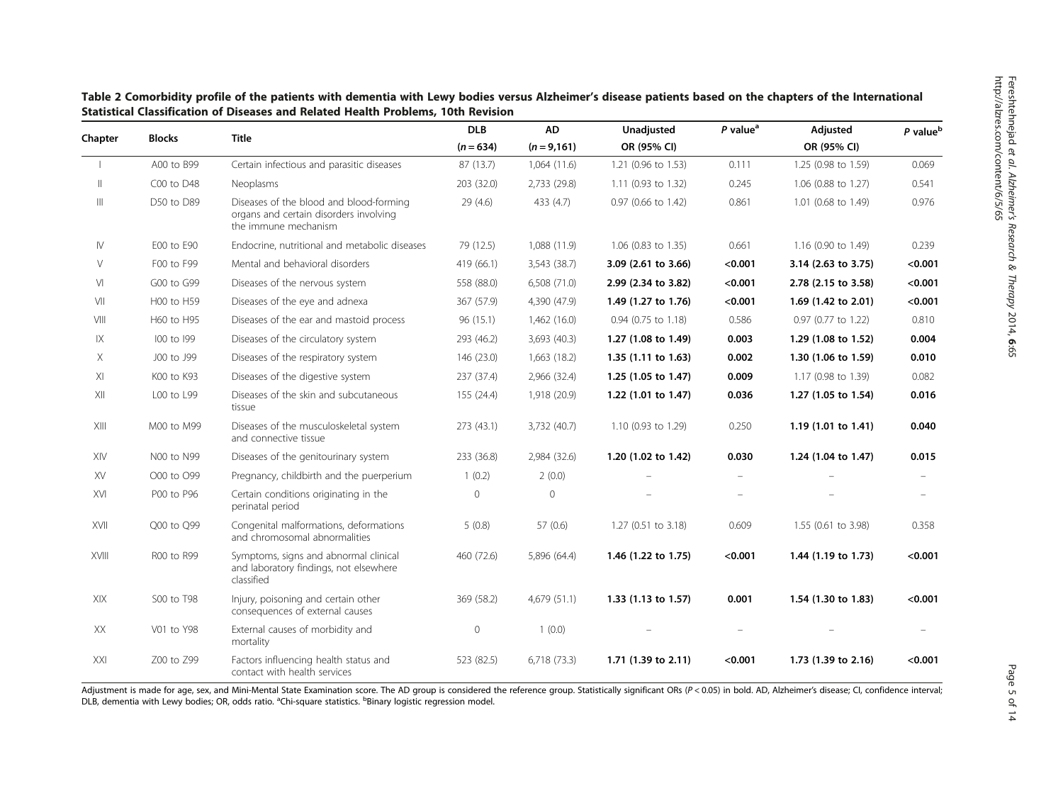**Table 2 Comorbidity profile of the patients with dementia with Lewy bodies versus Alzheimer's disease patients based on the chapters of the International Statistical Classification of Diseases and Related Health Problems, 10th Revision**

| Chapter | Blocks | Title | DLB ($n = 634$) | AD ($n = 9,161$) | Unadjusted OR (95% CI) | *P* value[a] | Adjusted OR (95% CI) | *P* value[b] |
|---|---|---|---|---|---|---|---|---|
| I | A00 to B99 | Certain infectious and parasitic diseases | 87 (13.7) | 1,064 (11.6) | 1.21 (0.96 to 1.53) | 0.111 | 1.25 (0.98 to 1.59) | 0.069 |
| II | C00 to D48 | Neoplasms | 203 (32.0) | 2,733 (29.8) | 1.11 (0.93 to 1.32) | 0.245 | 1.06 (0.88 to 1.27) | 0.541 |
| III | D50 to D89 | Diseases of the blood and blood-forming organs and certain disorders involving the immune mechanism | 29 (4.6) | 433 (4.7) | 0.97 (0.66 to 1.42) | 0.861 | 1.01 (0.68 to 1.49) | 0.976 |
| IV | E00 to E90 | Endocrine, nutritional and metabolic diseases | 79 (12.5) | 1,088 (11.9) | 1.06 (0.83 to 1.35) | 0.661 | 1.16 (0.90 to 1.49) | 0.239 |
| V | F00 to F99 | Mental and behavioral disorders | 419 (66.1) | 3,543 (38.7) | **3.09 (2.61 to 3.66)** | **<0.001** | **3.14 (2.63 to 3.75)** | **<0.001** |
| VI | G00 to G99 | Diseases of the nervous system | 558 (88.0) | 6,508 (71.0) | **2.99 (2.34 to 3.82)** | **<0.001** | **2.78 (2.15 to 3.58)** | **<0.001** |
| VII | H00 to H59 | Diseases of the eye and adnexa | 367 (57.9) | 4,390 (47.9) | **1.49 (1.27 to 1.76)** | **<0.001** | **1.69 (1.42 to 2.01)** | **<0.001** |
| VIII | H60 to H95 | Diseases of the ear and mastoid process | 96 (15.1) | 1,462 (16.0) | 0.94 (0.75 to 1.18) | 0.586 | 0.97 (0.77 to 1.22) | 0.810 |
| IX | I00 to I99 | Diseases of the circulatory system | 293 (46.2) | 3,693 (40.3) | **1.27 (1.08 to 1.49)** | **0.003** | **1.29 (1.08 to 1.52)** | **0.004** |
| X | J00 to J99 | Diseases of the respiratory system | 146 (23.0) | 1,663 (18.2) | **1.35 (1.11 to 1.63)** | **0.002** | **1.30 (1.06 to 1.59)** | **0.010** |
| XI | K00 to K93 | Diseases of the digestive system | 237 (37.4) | 2,966 (32.4) | **1.25 (1.05 to 1.47)** | **0.009** | 1.17 (0.98 to 1.39) | 0.082 |
| XII | L00 to L99 | Diseases of the skin and subcutaneous tissue | 155 (24.4) | 1,918 (20.9) | **1.22 (1.01 to 1.47)** | **0.036** | **1.27 (1.05 to 1.54)** | **0.016** |
| XIII | M00 to M99 | Diseases of the musculoskeletal system and connective tissue | 273 (43.1) | 3,732 (40.7) | 1.10 (0.93 to 1.29) | 0.250 | **1.19 (1.01 to 1.41)** | **0.040** |
| XIV | N00 to N99 | Diseases of the genitourinary system | 233 (36.8) | 2,984 (32.6) | **1.20 (1.02 to 1.42)** | **0.030** | **1.24 (1.04 to 1.47)** | **0.015** |
| XV | O00 to O99 | Pregnancy, childbirth and the puerperium | 1 (0.2) | 2 (0.0) | – | – | – | – |
| XVI | P00 to P96 | Certain conditions originating in the perinatal period | 0 | 0 | – | – | – | – |
| XVII | Q00 to Q99 | Congenital malformations, deformations and chromosomal abnormalities | 5 (0.8) | 57 (0.6) | 1.27 (0.51 to 3.18) | 0.609 | 1.55 (0.61 to 3.98) | 0.358 |
| XVIII | R00 to R99 | Symptoms, signs and abnormal clinical and laboratory findings, not elsewhere classified | 460 (72.6) | 5,896 (64.4) | **1.46 (1.22 to 1.75)** | **<0.001** | **1.44 (1.19 to 1.73)** | **<0.001** |
| XIX | S00 to T98 | Injury, poisoning and certain other consequences of external causes | 369 (58.2) | 4,679 (51.1) | **1.33 (1.13 to 1.57)** | **0.001** | **1.54 (1.30 to 1.83)** | **<0.001** |
| XX | V01 to Y98 | External causes of morbidity and mortality | 0 | 1 (0.0) | – | – | – | – |
| XXI | Z00 to Z99 | Factors influencing health status and contact with health services | 523 (82.5) | 6,718 (73.3) | **1.71 (1.39 to 2.11)** | **<0.001** | **1.73 (1.39 to 2.16)** | **<0.001** |

Adjustment is made for age, sex, and Mini-Mental State Examination score. The AD group is considered the reference group. Statistically significant ORs ($P < 0.05$) in bold. AD, Alzheimer's disease; CI, confidence interval; DLB, dementia with Lewy bodies; OR, odds ratio. [a]Chi-square statistics. [b]Binary logistic regression model.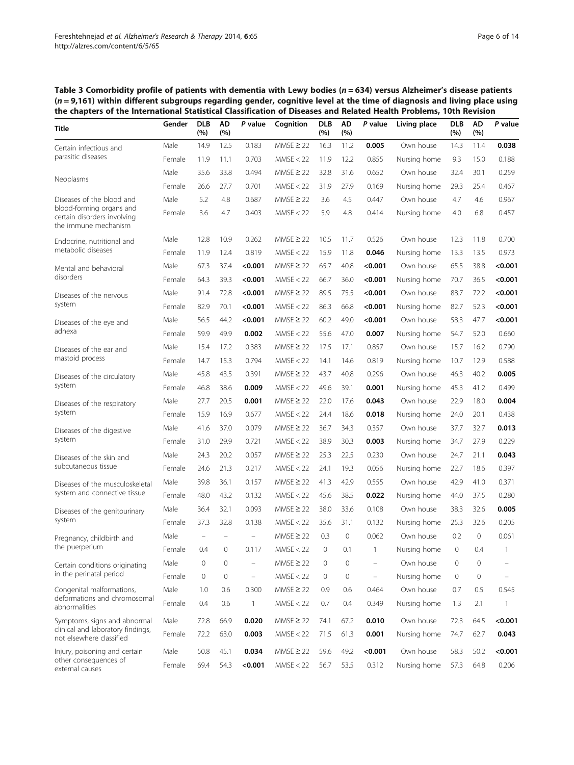**Table 3 Comorbidity profile of patients with dementia with Lewy bodies ($n = 634$) versus Alzheimer's disease patients ($n = 9,161$) within different subgroups regarding gender, cognitive level at the time of diagnosis and living place using the chapters of the International Statistical Classification of Diseases and Related Health Problems, 10th Revision**

| Title | Gender | DLB (%) | AD (%) | *P* value | Cognition | DLB (%) | AD (%) | *P* value | Living place | DLB (%) | AD (%) | *P* value |
|---|---|---|---|---|---|---|---|---|---|---|---|---|
| Certain infectious and parasitic diseases | Male | 14.9 | 12.5 | 0.183 | MMSE ≥ 22 | 16.3 | 11.2 | **0.005** | Own house | 14.3 | 11.4 | **0.038** |
| | Female | 11.9 | 11.1 | 0.703 | MMSE < 22 | 11.9 | 12.2 | 0.855 | Nursing home | 9.3 | 15.0 | 0.188 |
| Neoplasms | Male | 35.6 | 33.8 | 0.494 | MMSE ≥ 22 | 32.8 | 31.6 | 0.652 | Own house | 32.4 | 30.1 | 0.259 |
| | Female | 26.6 | 27.7 | 0.701 | MMSE < 22 | 31.9 | 27.9 | 0.169 | Nursing home | 29.3 | 25.4 | 0.467 |
| Diseases of the blood and blood-forming organs and certain disorders involving the immune mechanism | Male | 5.2 | 4.8 | 0.687 | MMSE ≥ 22 | 3.6 | 4.5 | 0.447 | Own house | 4.7 | 4.6 | 0.967 |
| | Female | 3.6 | 4.7 | 0.403 | MMSE < 22 | 5.9 | 4.8 | 0.414 | Nursing home | 4.0 | 6.8 | 0.457 |
| Endocrine, nutritional and metabolic diseases | Male | 12.8 | 10.9 | 0.262 | MMSE ≥ 22 | 10.5 | 11.7 | 0.526 | Own house | 12.3 | 11.8 | 0.700 |
| | Female | 11.9 | 12.4 | 0.819 | MMSE < 22 | 15.9 | 11.8 | **0.046** | Nursing home | 13.3 | 13.5 | 0.973 |
| Mental and behavioral disorders | Male | 67.3 | 37.4 | **<0.001** | MMSE ≥ 22 | 65.7 | 40.8 | **<0.001** | Own house | 65.5 | 38.8 | **<0.001** |
| | Female | 64.3 | 39.3 | **<0.001** | MMSE < 22 | 66.7 | 36.0 | **<0.001** | Nursing home | 70.7 | 36.5 | **<0.001** |
| Diseases of the nervous system | Male | 91.4 | 72.8 | **<0.001** | MMSE ≥ 22 | 89.5 | 75.5 | **<0.001** | Own house | 88.7 | 72.2 | **<0.001** |
| | Female | 82.9 | 70.1 | **<0.001** | MMSE < 22 | 86.3 | 66.8 | **<0.001** | Nursing home | 82.7 | 52.3 | **<0.001** |
| Diseases of the eye and adnexa | Male | 56.5 | 44.2 | **<0.001** | MMSE ≥ 22 | 60.2 | 49.0 | **<0.001** | Own house | 58.3 | 47.7 | **<0.001** |
| | Female | 59.9 | 49.9 | **0.002** | MMSE < 22 | 55.6 | 47.0 | **0.007** | Nursing home | 54.7 | 52.0 | 0.660 |
| Diseases of the ear and mastoid process | Male | 15.4 | 17.2 | 0.383 | MMSE ≥ 22 | 17.5 | 17.1 | 0.857 | Own house | 15.7 | 16.2 | 0.790 |
| | Female | 14.7 | 15.3 | 0.794 | MMSE < 22 | 14.1 | 14.6 | 0.819 | Nursing home | 10.7 | 12.9 | 0.588 |
| Diseases of the circulatory system | Male | 45.8 | 43.5 | 0.391 | MMSE ≥ 22 | 43.7 | 40.8 | 0.296 | Own house | 46.3 | 40.2 | **0.005** |
| | Female | 46.8 | 38.6 | **0.009** | MMSE < 22 | 49.6 | 39.1 | **0.001** | Nursing home | 45.3 | 41.2 | 0.499 |
| Diseases of the respiratory system | Male | 27.7 | 20.5 | **0.001** | MMSE ≥ 22 | 22.0 | 17.6 | **0.043** | Own house | 22.9 | 18.0 | **0.004** |
| | Female | 15.9 | 16.9 | 0.677 | MMSE < 22 | 24.4 | 18.6 | **0.018** | Nursing home | 24.0 | 20.1 | 0.438 |
| Diseases of the digestive system | Male | 41.6 | 37.0 | 0.079 | MMSE ≥ 22 | 36.7 | 34.3 | 0.357 | Own house | 37.7 | 32.7 | **0.013** |
| | Female | 31.0 | 29.9 | 0.721 | MMSE < 22 | 38.9 | 30.3 | **0.003** | Nursing home | 34.7 | 27.9 | 0.229 |
| Diseases of the skin and subcutaneous tissue | Male | 24.3 | 20.2 | 0.057 | MMSE ≥ 22 | 25.3 | 22.5 | 0.230 | Own house | 24.7 | 21.1 | **0.043** |
| | Female | 24.6 | 21.3 | 0.217 | MMSE < 22 | 24.1 | 19.3 | 0.056 | Nursing home | 22.7 | 18.6 | 0.397 |
| Diseases of the musculoskeletal system and connective tissue | Male | 39.8 | 36.1 | 0.157 | MMSE ≥ 22 | 41.3 | 42.9 | 0.555 | Own house | 42.9 | 41.0 | 0.371 |
| | Female | 48.0 | 43.2 | 0.132 | MMSE < 22 | 45.6 | 38.5 | **0.022** | Nursing home | 44.0 | 37.5 | 0.280 |
| Diseases of the genitourinary system | Male | 36.4 | 32.1 | 0.093 | MMSE ≥ 22 | 38.0 | 33.6 | 0.108 | Own house | 38.3 | 32.6 | **0.005** |
| | Female | 37.3 | 32.8 | 0.138 | MMSE < 22 | 35.6 | 31.1 | 0.132 | Nursing home | 25.3 | 32.6 | 0.205 |
| Pregnancy, childbirth and the puerperium | Male | – | – | – | MMSE ≥ 22 | 0.3 | 0 | 0.062 | Own house | 0.2 | 0 | 0.061 |
| | Female | 0.4 | 0 | 0.117 | MMSE < 22 | 0 | 0.1 | 1 | Nursing home | 0 | 0.4 | 1 |
| Certain conditions originating in the perinatal period | Male | 0 | 0 | – | MMSE ≥ 22 | 0 | 0 | – | Own house | 0 | 0 | – |
| | Female | 0 | 0 | – | MMSE < 22 | 0 | 0 | – | Nursing home | 0 | 0 | – |
| Congenital malformations, deformations and chromosomal abnormalities | Male | 1.0 | 0.6 | 0.300 | MMSE ≥ 22 | 0.9 | 0.6 | 0.464 | Own house | 0.7 | 0.5 | 0.545 |
| | Female | 0.4 | 0.6 | 1 | MMSE < 22 | 0.7 | 0.4 | 0.349 | Nursing home | 1.3 | 2.1 | 1 |
| Symptoms, signs and abnormal clinical and laboratory findings, not elsewhere classified | Male | 72.8 | 66.9 | **0.020** | MMSE ≥ 22 | 74.1 | 67.2 | **0.010** | Own house | 72.3 | 64.5 | **<0.001** |
| | Female | 72.2 | 63.0 | **0.003** | MMSE < 22 | 71.5 | 61.3 | **0.001** | Nursing home | 74.7 | 62.7 | **0.043** |
| Injury, poisoning and certain other consequences of external causes | Male | 50.8 | 45.1 | **0.034** | MMSE ≥ 22 | 59.6 | 49.2 | **<0.001** | Own house | 58.3 | 50.2 | **<0.001** |
| | Female | 69.4 | 54.3 | **<0.001** | MMSE < 22 | 56.7 | 53.5 | 0.312 | Nursing home | 57.3 | 64.8 | 0.206 |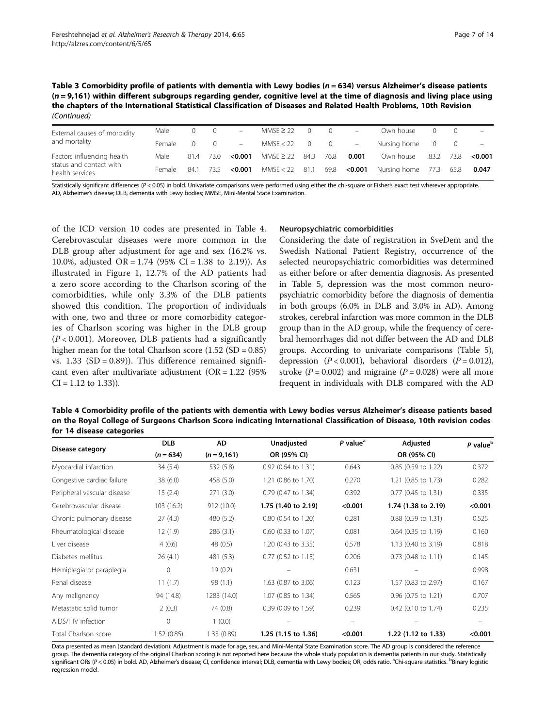**Table 3 Comorbidity profile of patients with dementia with Lewy bodies ($n = 634$) versus Alzheimer's disease patients ($n = 9,161$) within different subgroups regarding gender, cognitive level at the time of diagnosis and living place using the chapters of the International Statistical Classification of Diseases and Related Health Problems, 10th Revision** *(Continued)*

| | | | | | | | | | | | | |
|---|---|---|---|---|---|---|---|---|---|---|---|---|
| External causes of morbidity and mortality | Male | 0 | 0 | – | MMSE ≥ 22 | 0 | 0 | – | Own house | 0 | 0 | – |
| | Female | 0 | 0 | – | MMSE < 22 | 0 | 0 | – | Nursing home | 0 | 0 | – |
| Factors influencing health status and contact with health services | Male | 81.4 | 73.0 | **<0.001** | MMSE ≥ 22 | 84.3 | 76.8 | **0.001** | Own house | 83.2 | 73.8 | **<0.001** |
| | Female | 84.1 | 73.5 | **<0.001** | MMSE < 22 | 81.1 | 69.8 | **<0.001** | Nursing home | 77.3 | 65.8 | **0.047** |

Statistically significant differences ($P < 0.05$) in bold. Univariate comparisons were performed using either the chi-square or Fisher's exact test wherever appropriate. AD, Alzheimer's disease; DLB, dementia with Lewy bodies; MMSE, Mini-Mental State Examination.

of the ICD version 10 codes are presented in Table 4. Cerebrovascular diseases were more common in the DLB group after adjustment for age and sex (16.2% vs. 10.0%, adjusted OR = 1.74 (95% CI = 1.38 to 2.19)). As illustrated in Figure 1, 12.7% of the AD patients had a zero score according to the Charlson scoring of the comorbidities, while only 3.3% of the DLB patients showed this condition. The proportion of individuals with one, two and three or more comorbidity categories of Charlson scoring was higher in the DLB group ($P < 0.001$). Moreover, DLB patients had a significantly higher mean for the total Charlson score (1.52 (SD = 0.85) vs. 1.33 (SD = 0.89)). This difference remained significant even after multivariate adjustment (OR = 1.22 (95% CI = 1.12 to 1.33)).

### Neuropsychiatric comorbidities

Considering the date of registration in SveDem and the Swedish National Patient Registry, occurrence of the selected neuropsychiatric comorbidities was determined as either before or after dementia diagnosis. As presented in Table 5, depression was the most common neuropsychiatric comorbidity before the diagnosis of dementia in both groups (6.0% in DLB and 3.0% in AD). Among strokes, cerebral infarction was more common in the DLB group than in the AD group, while the frequency of cerebral hemorrhages did not differ between the AD and DLB groups. According to univariate comparisons (Table 5), depression ($P < 0.001$), behavioral disorders ($P = 0.012$), stroke ($P = 0.002$) and migraine ($P = 0.028$) were all more frequent in individuals with DLB compared with the AD

**Table 4 Comorbidity profile of the patients with dementia with Lewy bodies versus Alzheimer's disease patients based on the Royal College of Surgeons Charlson Score indicating International Classification of Disease, 10th revision codes for 14 disease categories**

| Disease category | DLB ($n = 634$) | AD ($n = 9,161$) | Unadjusted OR (95% CI) | $P$ value[a] | Adjusted OR (95% CI) | $P$ value[b] |
|---|---|---|---|---|---|---|
| Myocardial infarction | 34 (5.4) | 532 (5.8) | 0.92 (0.64 to 1.31) | 0.643 | 0.85 (0.59 to 1.22) | 0.372 |
| Congestive cardiac failure | 38 (6.0) | 458 (5.0) | 1.21 (0.86 to 1.70) | 0.270 | 1.21 (0.85 to 1.73) | 0.282 |
| Peripheral vascular disease | 15 (2.4) | 271 (3.0) | 0.79 (0.47 to 1.34) | 0.392 | 0.77 (0.45 to 1.31) | 0.335 |
| Cerebrovascular disease | 103 (16.2) | 912 (10.0) | **1.75 (1.40 to 2.19)** | **<0.001** | **1.74 (1.38 to 2.19)** | **<0.001** |
| Chronic pulmonary disease | 27 (4.3) | 480 (5.2) | 0.80 (0.54 to 1.20) | 0.281 | 0.88 (0.59 to 1.31) | 0.525 |
| Rheumatological disease | 12 (1.9) | 286 (3.1) | 0.60 (0.33 to 1.07) | 0.081 | 0.64 (0.35 to 1.19) | 0.160 |
| Liver disease | 4 (0.6) | 48 (0.5) | 1.20 (0.43 to 3.35) | 0.578 | 1.13 (0.40 to 3.19) | 0.818 |
| Diabetes mellitus | 26 (4.1) | 481 (5.3) | 0.77 (0.52 to 1.15) | 0.206 | 0.73 (0.48 to 1.11) | 0.145 |
| Hemiplegia or paraplegia | 0 | 19 (0.2) | – | 0.631 | – | 0.998 |
| Renal disease | 11 (1.7) | 98 (1.1) | 1.63 (0.87 to 3.06) | 0.123 | 1.57 (0.83 to 2.97) | 0.167 |
| Any malignancy | 94 (14.8) | 1283 (14.0) | 1.07 (0.85 to 1.34) | 0.565 | 0.96 (0.75 to 1.21) | 0.707 |
| Metastatic solid tumor | 2 (0.3) | 74 (0.8) | 0.39 (0.09 to 1.59) | 0.239 | 0.42 (0.10 to 1.74) | 0.235 |
| AIDS/HIV infection | 0 | 1 (0.0) | – | – | – | – |
| Total Charlson score | 1.52 (0.85) | 1.33 (0.89) | **1.25 (1.15 to 1.36)** | **<0.001** | **1.22 (1.12 to 1.33)** | **<0.001** |

Data presented as mean (standard deviation). Adjustment is made for age, sex, and Mini-Mental State Examination score. The AD group is considered the reference group. The dementia category of the original Charlson scoring is not reported here because the whole study population is dementia patients in our study. Statistically significant ORs ($P < 0.05$) in bold. AD, Alzheimer's disease; CI, confidence interval; DLB, dementia with Lewy bodies; OR, odds ratio. [a]Chi-square statistics. [b]Binary logistic regression model.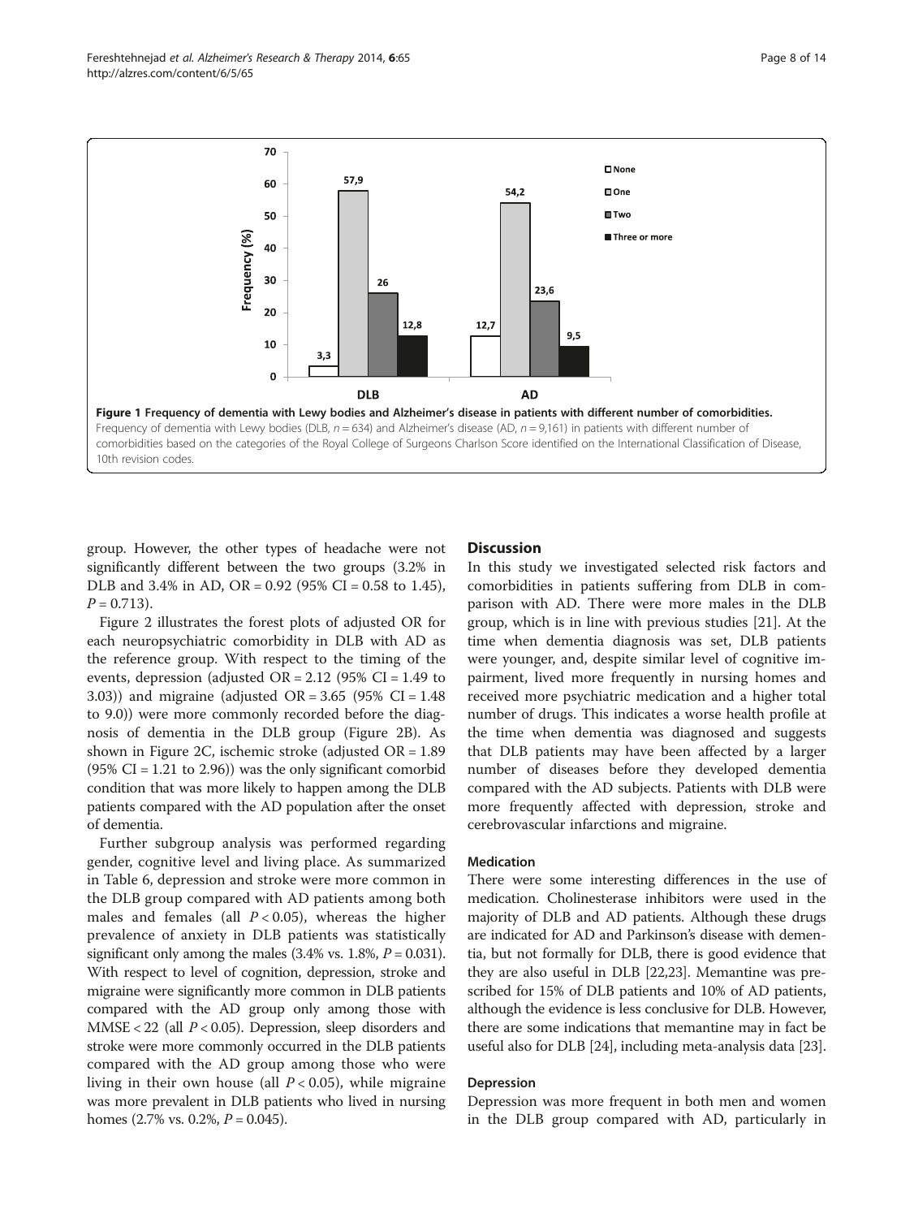**Figure 1 Frequency of dementia with Lewy bodies and Alzheimer's disease in patients with different number of comorbidities.** Frequency of dementia with Lewy bodies (DLB, *n* = 634) and Alzheimer's disease (AD, *n* = 9,161) in patients with different number of comorbidities based on the categories of the Royal College of Surgeons Charlson Score identified on the International Classification of Disease, 10th revision codes.

group. However, the other types of headache were not significantly different between the two groups (3.2% in DLB and 3.4% in AD, OR = 0.92 (95% CI = 0.58 to 1.45), $P = 0.713$).

Figure 2 illustrates the forest plots of adjusted OR for each neuropsychiatric comorbidity in DLB with AD as the reference group. With respect to the timing of the events, depression (adjusted OR = 2.12 (95% CI = 1.49 to 3.03)) and migraine (adjusted OR = 3.65 (95% CI = 1.48 to 9.0)) were more commonly recorded before the diagnosis of dementia in the DLB group (Figure 2B). As shown in Figure 2C, ischemic stroke (adjusted OR = 1.89 (95% CI = 1.21 to 2.96)) was the only significant comorbid condition that was more likely to happen among the DLB patients compared with the AD population after the onset of dementia.

Further subgroup analysis was performed regarding gender, cognitive level and living place. As summarized in Table 6, depression and stroke were more common in the DLB group compared with AD patients among both males and females (all $P < 0.05$), whereas the higher prevalence of anxiety in DLB patients was statistically significant only among the males (3.4% vs. 1.8%, $P = 0.031$). With respect to level of cognition, depression, stroke and migraine were significantly more common in DLB patients compared with the AD group only among those with MMSE < 22 (all $P < 0.05$). Depression, sleep disorders and stroke were more commonly occurred in the DLB patients compared with the AD group among those who were living in their own house (all $P < 0.05$), while migraine was more prevalent in DLB patients who lived in nursing homes (2.7% vs. 0.2%, $P = 0.045$).

## Discussion

In this study we investigated selected risk factors and comorbidities in patients suffering from DLB in comparison with AD. There were more males in the DLB group, which is in line with previous studies [21]. At the time when dementia diagnosis was set, DLB patients were younger, and, despite similar level of cognitive impairment, lived more frequently in nursing homes and received more psychiatric medication and a higher total number of drugs. This indicates a worse health profile at the time when dementia was diagnosed and suggests that DLB patients may have been affected by a larger number of diseases before they developed dementia compared with the AD subjects. Patients with DLB were more frequently affected with depression, stroke and cerebrovascular infarctions and migraine.

### Medication

There were some interesting differences in the use of medication. Cholinesterase inhibitors were used in the majority of DLB and AD patients. Although these drugs are indicated for AD and Parkinson's disease with dementia, but not formally for DLB, there is good evidence that they are also useful in DLB [22,23]. Memantine was prescribed for 15% of DLB patients and 10% of AD patients, although the evidence is less conclusive for DLB. However, there are some indications that memantine may in fact be useful also for DLB [24], including meta-analysis data [23].

### Depression

Depression was more frequent in both men and women in the DLB group compared with AD, particularly in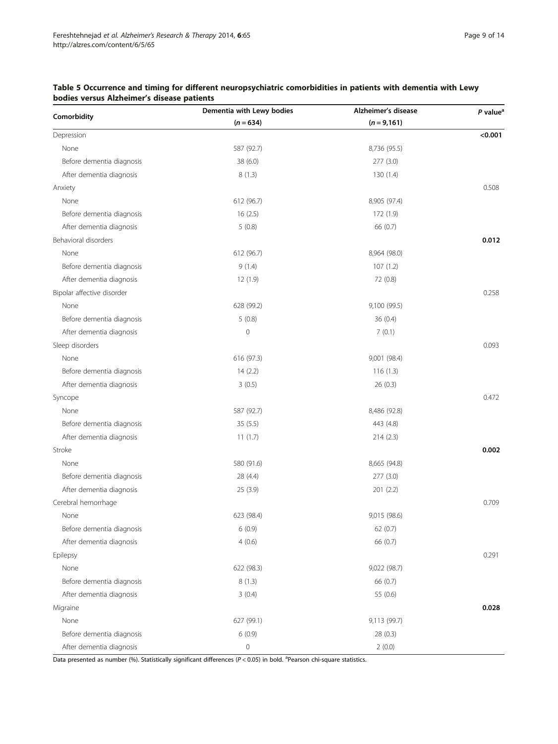**Table 5 Occurrence and timing for different neuropsychiatric comorbidities in patients with dementia with Lewy bodies versus Alzheimer's disease patients**

| Comorbidity | Dementia with Lewy bodies ($n = 634$) | Alzheimer's disease ($n = 9,161$) | *P* value[a] |
|---|---|---|---|
| Depression | | | **<0.001** |
| None | 587 (92.7) | 8,736 (95.5) | |
| Before dementia diagnosis | 38 (6.0) | 277 (3.0) | |
| After dementia diagnosis | 8 (1.3) | 130 (1.4) | |
| Anxiety | | | 0.508 |
| None | 612 (96.7) | 8,905 (97.4) | |
| Before dementia diagnosis | 16 (2.5) | 172 (1.9) | |
| After dementia diagnosis | 5 (0.8) | 66 (0.7) | |
| Behavioral disorders | | | **0.012** |
| None | 612 (96.7) | 8,964 (98.0) | |
| Before dementia diagnosis | 9 (1.4) | 107 (1.2) | |
| After dementia diagnosis | 12 (1.9) | 72 (0.8) | |
| Bipolar affective disorder | | | 0.258 |
| None | 628 (99.2) | 9,100 (99.5) | |
| Before dementia diagnosis | 5 (0.8) | 36 (0.4) | |
| After dementia diagnosis | 0 | 7 (0.1) | |
| Sleep disorders | | | 0.093 |
| None | 616 (97.3) | 9,001 (98.4) | |
| Before dementia diagnosis | 14 (2.2) | 116 (1.3) | |
| After dementia diagnosis | 3 (0.5) | 26 (0.3) | |
| Syncope | | | 0.472 |
| None | 587 (92.7) | 8,486 (92.8) | |
| Before dementia diagnosis | 35 (5.5) | 443 (4.8) | |
| After dementia diagnosis | 11 (1.7) | 214 (2.3) | |
| Stroke | | | **0.002** |
| None | 580 (91.6) | 8,665 (94.8) | |
| Before dementia diagnosis | 28 (4.4) | 277 (3.0) | |
| After dementia diagnosis | 25 (3.9) | 201 (2.2) | |
| Cerebral hemorrhage | | | 0.709 |
| None | 623 (98.4) | 9,015 (98.6) | |
| Before dementia diagnosis | 6 (0.9) | 62 (0.7) | |
| After dementia diagnosis | 4 (0.6) | 66 (0.7) | |
| Epilepsy | | | 0.291 |
| None | 622 (98.3) | 9,022 (98.7) | |
| Before dementia diagnosis | 8 (1.3) | 66 (0.7) | |
| After dementia diagnosis | 3 (0.4) | 55 (0.6) | |
| Migraine | | | **0.028** |
| None | 627 (99.1) | 9,113 (99.7) | |
| Before dementia diagnosis | 6 (0.9) | 28 (0.3) | |
| After dementia diagnosis | 0 | 2 (0.0) | |

Data presented as number (%). Statistically significant differences ($P < 0.05$) in bold. [a]Pearson chi-square statistics.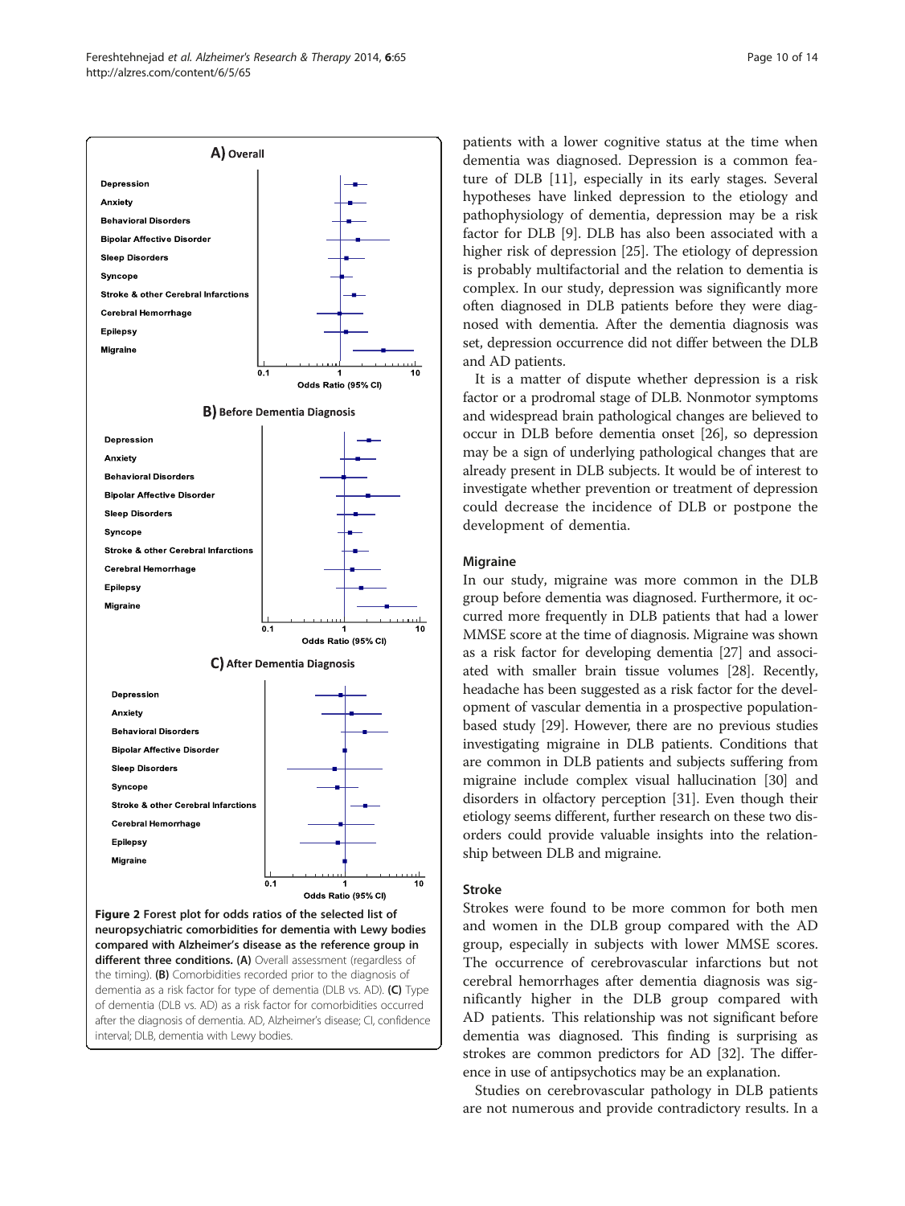Figure 2 Forest plot for odds ratios of the selected list of neuropsychiatric comorbidities for dementia with Lewy bodies compared with Alzheimer's disease as the reference group in different three conditions. (A) Overall assessment (regardless of the timing). (B) Comorbidities recorded prior to the diagnosis of dementia as a risk factor for type of dementia (DLB vs. AD). (C) Type of dementia (DLB vs. AD) as a risk factor for comorbidities occurred after the diagnosis of dementia. AD, Alzheimer's disease; CI, confidence interval; DLB, dementia with Lewy bodies.

patients with a lower cognitive status at the time when dementia was diagnosed. Depression is a common feature of DLB [11], especially in its early stages. Several hypotheses have linked depression to the etiology and pathophysiology of dementia, depression may be a risk factor for DLB [9]. DLB has also been associated with a higher risk of depression [25]. The etiology of depression is probably multifactorial and the relation to dementia is complex. In our study, depression was significantly more often diagnosed in DLB patients before they were diagnosed with dementia. After the dementia diagnosis was set, depression occurrence did not differ between the DLB and AD patients.

It is a matter of dispute whether depression is a risk factor or a prodromal stage of DLB. Nonmotor symptoms and widespread brain pathological changes are believed to occur in DLB before dementia onset [26], so depression may be a sign of underlying pathological changes that are already present in DLB subjects. It would be of interest to investigate whether prevention or treatment of depression could decrease the incidence of DLB or postpone the development of dementia.

### Migraine

In our study, migraine was more common in the DLB group before dementia was diagnosed. Furthermore, it occurred more frequently in DLB patients that had a lower MMSE score at the time of diagnosis. Migraine was shown as a risk factor for developing dementia [27] and associated with smaller brain tissue volumes [28]. Recently, headache has been suggested as a risk factor for the development of vascular dementia in a prospective population-based study [29]. However, there are no previous studies investigating migraine in DLB patients. Conditions that are common in DLB patients and subjects suffering from migraine include complex visual hallucination [30] and disorders in olfactory perception [31]. Even though their etiology seems different, further research on these two disorders could provide valuable insights into the relationship between DLB and migraine.

### Stroke

Strokes were found to be more common for both men and women in the DLB group compared with the AD group, especially in subjects with lower MMSE scores. The occurrence of cerebrovascular infarctions but not cerebral hemorrhages after dementia diagnosis was significantly higher in the DLB group compared with AD patients. This relationship was not significant before dementia was diagnosed. This finding is surprising as strokes are common predictors for AD [32]. The difference in use of antipsychotics may be an explanation.

Studies on cerebrovascular pathology in DLB patients are not numerous and provide contradictory results. In a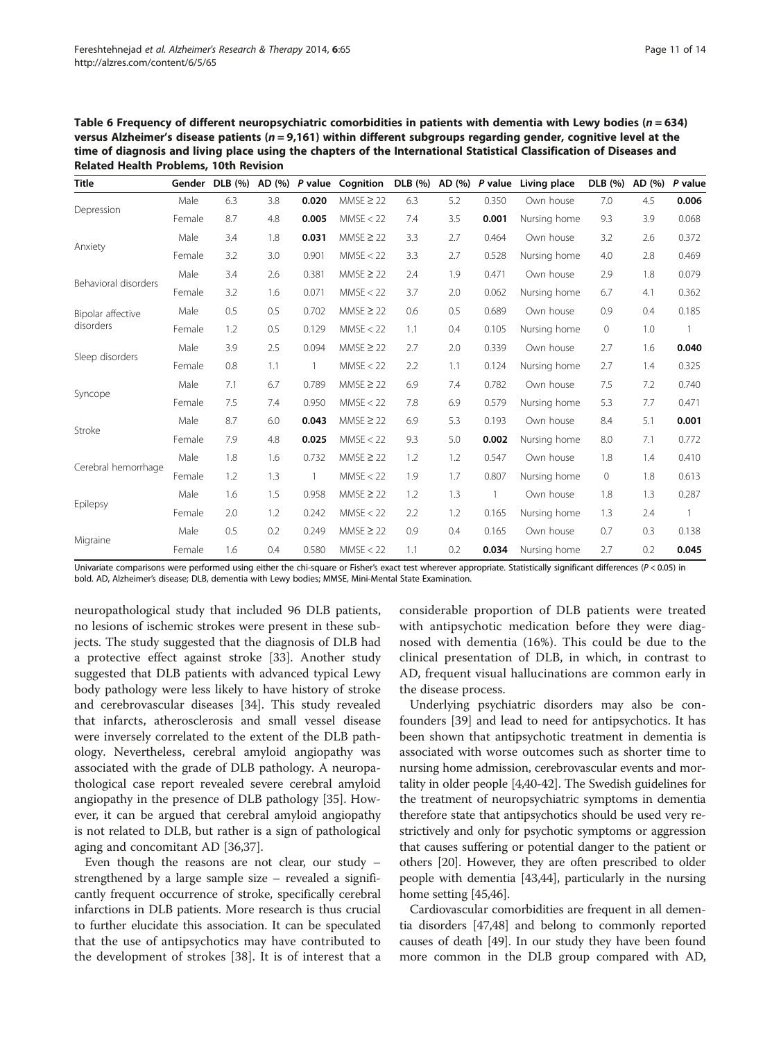**Table 6 Frequency of different neuropsychiatric comorbidities in patients with dementia with Lewy bodies (*n* = 634) versus Alzheimer's disease patients (*n* = 9,161) within different subgroups regarding gender, cognitive level at the time of diagnosis and living place using the chapters of the International Statistical Classification of Diseases and Related Health Problems, 10th Revision**

| Title | Gender | DLB (%) | AD (%) | *P* value | Cognition | DLB (%) | AD (%) | *P* value | Living place | DLB (%) | AD (%) | *P* value |
|---|---|---|---|---|---|---|---|---|---|---|---|---|
| Depression | Male | 6.3 | 3.8 | **0.020** | MMSE ≥ 22 | 6.3 | 5.2 | 0.350 | Own house | 7.0 | 4.5 | **0.006** |
| | Female | 8.7 | 4.8 | **0.005** | MMSE < 22 | 7.4 | 3.5 | **0.001** | Nursing home | 9.3 | 3.9 | 0.068 |
| Anxiety | Male | 3.4 | 1.8 | **0.031** | MMSE ≥ 22 | 3.3 | 2.7 | 0.464 | Own house | 3.2 | 2.6 | 0.372 |
| | Female | 3.2 | 3.0 | 0.901 | MMSE < 22 | 3.3 | 2.7 | 0.528 | Nursing home | 4.0 | 2.8 | 0.469 |
| Behavioral disorders | Male | 3.4 | 2.6 | 0.381 | MMSE ≥ 22 | 2.4 | 1.9 | 0.471 | Own house | 2.9 | 1.8 | 0.079 |
| | Female | 3.2 | 1.6 | 0.071 | MMSE < 22 | 3.7 | 2.0 | 0.062 | Nursing home | 6.7 | 4.1 | 0.362 |
| Bipolar affective disorders | Male | 0.5 | 0.5 | 0.702 | MMSE ≥ 22 | 0.6 | 0.5 | 0.689 | Own house | 0.9 | 0.4 | 0.185 |
| | Female | 1.2 | 0.5 | 0.129 | MMSE < 22 | 1.1 | 0.4 | 0.105 | Nursing home | 0 | 1.0 | 1 |
| Sleep disorders | Male | 3.9 | 2.5 | 0.094 | MMSE ≥ 22 | 2.7 | 2.0 | 0.339 | Own house | 2.7 | 1.6 | **0.040** |
| | Female | 0.8 | 1.1 | 1 | MMSE < 22 | 2.2 | 1.1 | 0.124 | Nursing home | 2.7 | 1.4 | 0.325 |
| Syncope | Male | 7.1 | 6.7 | 0.789 | MMSE ≥ 22 | 6.9 | 7.4 | 0.782 | Own house | 7.5 | 7.2 | 0.740 |
| | Female | 7.5 | 7.4 | 0.950 | MMSE < 22 | 7.8 | 6.9 | 0.579 | Nursing home | 5.3 | 7.7 | 0.471 |
| Stroke | Male | 8.7 | 6.0 | **0.043** | MMSE ≥ 22 | 6.9 | 5.3 | 0.193 | Own house | 8.4 | 5.1 | **0.001** |
| | Female | 7.9 | 4.8 | **0.025** | MMSE < 22 | 9.3 | 5.0 | **0.002** | Nursing home | 8.0 | 7.1 | 0.772 |
| Cerebral hemorrhage | Male | 1.8 | 1.6 | 0.732 | MMSE ≥ 22 | 1.2 | 1.2 | 0.547 | Own house | 1.8 | 1.4 | 0.410 |
| | Female | 1.2 | 1.3 | 1 | MMSE < 22 | 1.9 | 1.7 | 0.807 | Nursing home | 0 | 1.8 | 0.613 |
| Epilepsy | Male | 1.6 | 1.5 | 0.958 | MMSE ≥ 22 | 1.2 | 1.3 | 1 | Own house | 1.8 | 1.3 | 0.287 |
| | Female | 2.0 | 1.2 | 0.242 | MMSE < 22 | 2.2 | 1.2 | 0.165 | Nursing home | 1.3 | 2.4 | 1 |
| Migraine | Male | 0.5 | 0.2 | 0.249 | MMSE ≥ 22 | 0.9 | 0.4 | 0.165 | Own house | 0.7 | 0.3 | 0.138 |
| | Female | 1.6 | 0.4 | 0.580 | MMSE < 22 | 1.1 | 0.2 | **0.034** | Nursing home | 2.7 | 0.2 | **0.045** |

Univariate comparisons were performed using either the chi-square or Fisher's exact test wherever appropriate. Statistically significant differences ($P < 0.05$) in bold. AD, Alzheimer's disease; DLB, dementia with Lewy bodies; MMSE, Mini-Mental State Examination.

neuropathological study that included 96 DLB patients, no lesions of ischemic strokes were present in these subjects. The study suggested that the diagnosis of DLB had a protective effect against stroke [33]. Another study suggested that DLB patients with advanced typical Lewy body pathology were less likely to have history of stroke and cerebrovascular diseases [34]. This study revealed that infarcts, atherosclerosis and small vessel disease were inversely correlated to the extent of the DLB pathology. Nevertheless, cerebral amyloid angiopathy was associated with the grade of DLB pathology. A neuropathological case report revealed severe cerebral amyloid angiopathy in the presence of DLB pathology [35]. However, it can be argued that cerebral amyloid angiopathy is not related to DLB, but rather is a sign of pathological aging and concomitant AD [36,37].

Even though the reasons are not clear, our study – strengthened by a large sample size – revealed a significantly frequent occurrence of stroke, specifically cerebral infarctions in DLB patients. More research is thus crucial to further elucidate this association. It can be speculated that the use of antipsychotics may have contributed to the development of strokes [38]. It is of interest that a considerable proportion of DLB patients were treated with antipsychotic medication before they were diagnosed with dementia (16%). This could be due to the clinical presentation of DLB, in which, in contrast to AD, frequent visual hallucinations are common early in the disease process.

Underlying psychiatric disorders may also be confounders [39] and lead to need for antipsychotics. It has been shown that antipsychotic treatment in dementia is associated with worse outcomes such as shorter time to nursing home admission, cerebrovascular events and mortality in older people [4,40-42]. The Swedish guidelines for the treatment of neuropsychiatric symptoms in dementia therefore state that antipsychotics should be used very restrictively and only for psychotic symptoms or aggression that causes suffering or potential danger to the patient or others [20]. However, they are often prescribed to older people with dementia [43,44], particularly in the nursing home setting [45,46].

Cardiovascular comorbidities are frequent in all dementia disorders [47,48] and belong to commonly reported causes of death [49]. In our study they have been found more common in the DLB group compared with AD,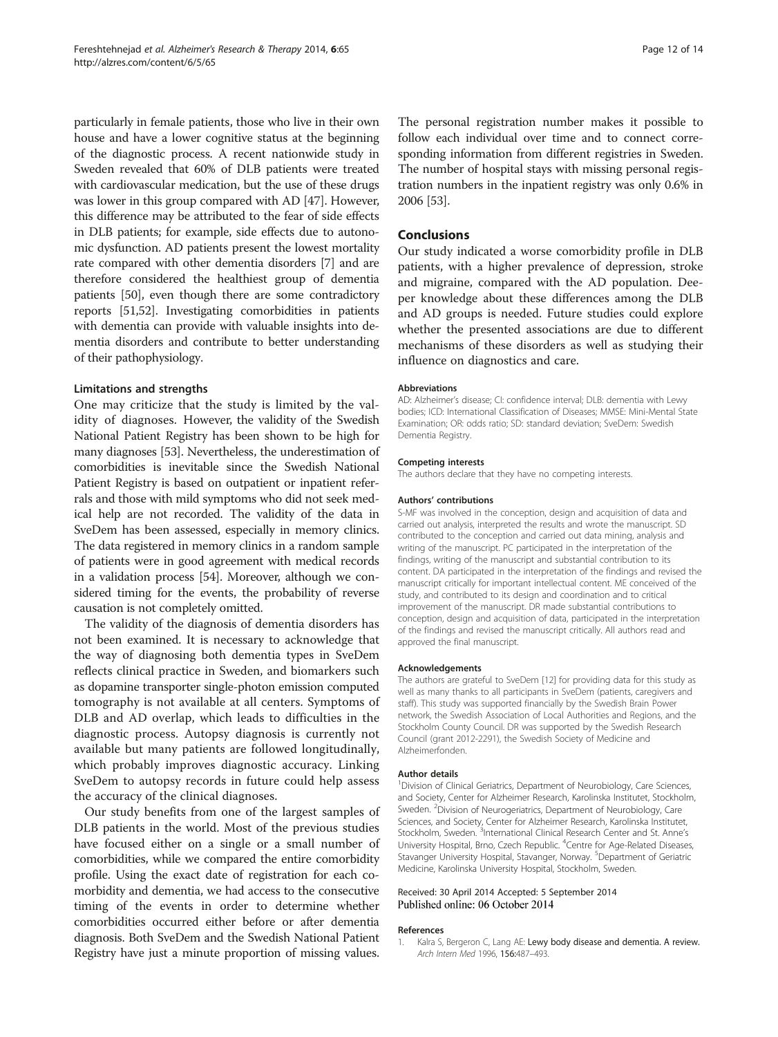particularly in female patients, those who live in their own house and have a lower cognitive status at the beginning of the diagnostic process. A recent nationwide study in Sweden revealed that 60% of DLB patients were treated with cardiovascular medication, but the use of these drugs was lower in this group compared with AD [47]. However, this difference may be attributed to the fear of side effects in DLB patients; for example, side effects due to autonomic dysfunction. AD patients present the lowest mortality rate compared with other dementia disorders [7] and are therefore considered the healthiest group of dementia patients [50], even though there are some contradictory reports [51,52]. Investigating comorbidities in patients with dementia can provide with valuable insights into dementia disorders and contribute to better understanding of their pathophysiology.

### Limitations and strengths

One may criticize that the study is limited by the validity of diagnoses. However, the validity of the Swedish National Patient Registry has been shown to be high for many diagnoses [53]. Nevertheless, the underestimation of comorbidities is inevitable since the Swedish National Patient Registry is based on outpatient or inpatient referrals and those with mild symptoms who did not seek medical help are not recorded. The validity of the data in SveDem has been assessed, especially in memory clinics. The data registered in memory clinics in a random sample of patients were in good agreement with medical records in a validation process [54]. Moreover, although we considered timing for the events, the probability of reverse causation is not completely omitted.

The validity of the diagnosis of dementia disorders has not been examined. It is necessary to acknowledge that the way of diagnosing both dementia types in SveDem reflects clinical practice in Sweden, and biomarkers such as dopamine transporter single-photon emission computed tomography is not available at all centers. Symptoms of DLB and AD overlap, which leads to difficulties in the diagnostic process. Autopsy diagnosis is currently not available but many patients are followed longitudinally, which probably improves diagnostic accuracy. Linking SveDem to autopsy records in future could help assess the accuracy of the clinical diagnoses.

Our study benefits from one of the largest samples of DLB patients in the world. Most of the previous studies have focused either on a single or a small number of comorbidities, while we compared the entire comorbidity profile. Using the exact date of registration for each comorbidity and dementia, we had access to the consecutive timing of the events in order to determine whether comorbidities occurred either before or after dementia diagnosis. Both SveDem and the Swedish National Patient Registry have just a minute proportion of missing values. The personal registration number makes it possible to follow each individual over time and to connect corresponding information from different registries in Sweden. The number of hospital stays with missing personal registration numbers in the inpatient registry was only 0.6% in 2006 [53].

## Conclusions

Our study indicated a worse comorbidity profile in DLB patients, with a higher prevalence of depression, stroke and migraine, compared with the AD population. Deeper knowledge about these differences among the DLB and AD groups is needed. Future studies could explore whether the presented associations are due to different mechanisms of these disorders as well as studying their influence on diagnostics and care.

#### Abbreviations

AD: Alzheimer's disease; CI: confidence interval; DLB: dementia with Lewy bodies; ICD: International Classification of Diseases; MMSE: Mini-Mental State Examination; OR: odds ratio; SD: standard deviation; SveDem: Swedish Dementia Registry.

#### Competing interests

The authors declare that they have no competing interests.

#### Authors' contributions

S-MF was involved in the conception, design and acquisition of data and carried out analysis, interpreted the results and wrote the manuscript. SD contributed to the conception and carried out data mining, analysis and writing of the manuscript. PC participated in the interpretation of the findings, writing of the manuscript and substantial contribution to its content. DA participated in the interpretation of the findings and revised the manuscript critically for important intellectual content. ME conceived of the study, and contributed to its design and coordination and to critical improvement of the manuscript. DR made substantial contributions to conception, design and acquisition of data, participated in the interpretation of the findings and revised the manuscript critically. All authors read and approved the final manuscript.

#### Acknowledgements

The authors are grateful to SveDem [12] for providing data for this study as well as many thanks to all participants in SveDem (patients, caregivers and staff). This study was supported financially by the Swedish Brain Power network, the Swedish Association of Local Authorities and Regions, and the Stockholm County Council. DR was supported by the Swedish Research Council (grant 2012-2291), the Swedish Society of Medicine and Alzheimerfonden.

#### Author details

[1]Division of Clinical Geriatrics, Department of Neurobiology, Care Sciences, and Society, Center for Alzheimer Research, Karolinska Institutet, Stockholm, Sweden. [2]Division of Neurogeriatrics, Department of Neurobiology, Care Sciences, and Society, Center for Alzheimer Research, Karolinska Institutet, Stockholm, Sweden. [3]International Clinical Research Center and St. Anne's University Hospital, Brno, Czech Republic. [4]Centre for Age-Related Diseases, Stavanger University Hospital, Stavanger, Norway. [5]Department of Geriatric Medicine, Karolinska University Hospital, Stockholm, Sweden.

Received: 30 April 2014 Accepted: 5 September 2014
Published online: 06 October 2014

#### References

1. Kalra S, Bergeron C, Lang AE: Lewy body disease and dementia. A review. *Arch Intern Med* 1996, **156**:487–493.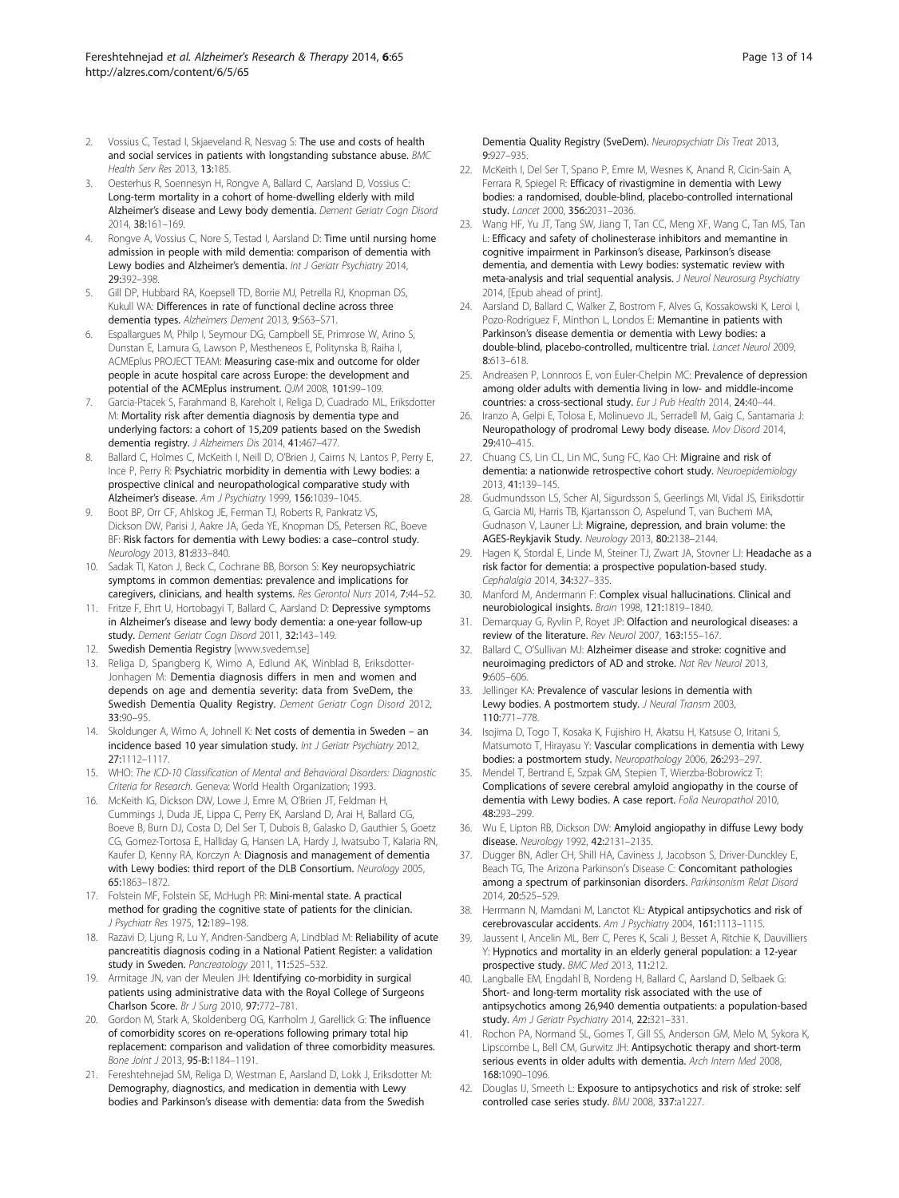2. Vossius C, Testad I, Skjaeveland R, Nesvag S: **The use and costs of health and social services in patients with longstanding substance abuse.** *BMC Health Serv Res* 2013, **13:**185.
3. Oesterhus R, Soennesyn H, Rongve A, Ballard C, Aarsland D, Vossius C: **Long-term mortality in a cohort of home-dwelling elderly with mild Alzheimer's disease and Lewy body dementia.** *Dement Geriatr Cogn Disord* 2014, **38:**161–169.
4. Rongve A, Vossius C, Nore S, Testad I, Aarsland D: **Time until nursing home admission in people with mild dementia: comparison of dementia with Lewy bodies and Alzheimer's dementia.** *Int J Geriatr Psychiatry* 2014, **29:**392–398.
5. Gill DP, Hubbard RA, Koepsell TD, Borrie MJ, Petrella RJ, Knopman DS, Kukull WA: **Differences in rate of functional decline across three dementia types.** *Alzheimers Dement* 2013, **9:**S63–S71.
6. Espallargues M, Philp I, Seymour DG, Campbell SE, Primrose W, Arino S, Dunstan E, Lamura G, Lawson P, Mestheneos E, Politynska B, Raiha I, ACMEplus PROJECT TEAM: **Measuring case-mix and outcome for older people in acute hospital care across Europe: the development and potential of the ACMEplus instrument.** *QJM* 2008, **101:**99–109.
7. Garcia-Ptacek S, Farahmand B, Kareholt I, Religa D, Cuadrado ML, Eriksdotter M: **Mortality risk after dementia diagnosis by dementia type and underlying factors: a cohort of 15,209 patients based on the Swedish dementia registry.** *J Alzheimers Dis* 2014, **41:**467–477.
8. Ballard C, Holmes C, McKeith I, Neill D, O'Brien J, Cairns N, Lantos P, Perry E, Ince P, Perry R: **Psychiatric morbidity in dementia with Lewy bodies: a prospective clinical and neuropathological comparative study with Alzheimer's disease.** *Am J Psychiatry* 1999, **156:**1039–1045.
9. Boot BP, Orr CF, Ahlskog JE, Ferman TJ, Roberts R, Pankratz VS, Dickson DW, Parisi J, Aakre JA, Geda YE, Knopman DS, Petersen RC, Boeve BF: **Risk factors for dementia with Lewy bodies: a case–control study.** *Neurology* 2013, **81:**833–840.
10. Sadak TI, Katon J, Beck C, Cochrane BB, Borson S: **Key neuropsychiatric symptoms in common dementias: prevalence and implications for caregivers, clinicians, and health systems.** *Res Gerontol Nurs* 2014, **7:**44–52.
11. Fritze F, Ehrt U, Hortobagyi T, Ballard C, Aarsland D: **Depressive symptoms in Alzheimer's disease and lewy body dementia: a one-year follow-up study.** *Dement Geriatr Cogn Disord* 2011, **32:**143–149.
12. **Swedish Dementia Registry** [www.svedem.se]
13. Religa D, Spangberg K, Wimo A, Edlund AK, Winblad B, Eriksdotter-Jonhagen M: **Dementia diagnosis differs in men and women and depends on age and dementia severity: data from SveDem, the Swedish Dementia Quality Registry.** *Dement Geriatr Cogn Disord* 2012, **33:**90–95.
14. Skoldunger A, Wimo A, Johnell K: **Net costs of dementia in Sweden – an incidence based 10 year simulation study.** *Int J Geriatr Psychiatry* 2012, **27:**1112–1117.
15. WHO: *The ICD-10 Classification of Mental and Behavioral Disorders: Diagnostic Criteria for Research.* Geneva: World Health Organization; 1993.
16. McKeith IG, Dickson DW, Lowe J, Emre M, O'Brien JT, Feldman H, Cummings J, Duda JE, Lippa C, Perry EK, Aarsland D, Arai H, Ballard CG, Boeve B, Burn DJ, Costa D, Del Ser T, Dubois B, Galasko D, Gauthier S, Goetz CG, Gomez-Tortosa E, Halliday G, Hansen LA, Hardy J, Iwatsubo T, Kalaria RN, Kaufer D, Kenny RA, Korczyn A: **Diagnosis and management of dementia with Lewy bodies: third report of the DLB Consortium.** *Neurology* 2005, **65:**1863–1872.
17. Folstein MF, Folstein SE, McHugh PR: **Mini-mental state. A practical method for grading the cognitive state of patients for the clinician.** *J Psychiatr Res* 1975, **12:**189–198.
18. Razavi D, Ljung R, Lu Y, Andren-Sandberg A, Lindblad M: **Reliability of acute pancreatitis diagnosis coding in a National Patient Register: a validation study in Sweden.** *Pancreatology* 2011, **11:**525–532.
19. Armitage JN, van der Meulen JH: **Identifying co-morbidity in surgical patients using administrative data with the Royal College of Surgeons Charlson Score.** *Br J Surg* 2010, **97:**772–781.
20. Gordon M, Stark A, Skoldenberg OG, Karrholm J, Garellick G: **The influence of comorbidity scores on re-operations following primary total hip replacement: comparison and validation of three comorbidity measures.** *Bone Joint J* 2013, **95-B:**1184–1191.
21. Fereshtehnejad SM, Religa D, Westman E, Aarsland D, Lokk J, Eriksdotter M: **Demography, diagnostics, and medication in dementia with Lewy bodies and Parkinson's disease with dementia: data from the Swedish Dementia Quality Registry (SveDem).** *Neuropsychiatr Dis Treat* 2013, **9:**927–935.
22. McKeith I, Del Ser T, Spano P, Emre M, Wesnes K, Anand R, Cicin-Sain A, Ferrara R, Spiegel R: **Efficacy of rivastigmine in dementia with Lewy bodies: a randomised, double-blind, placebo-controlled international study.** *Lancet* 2000, **356:**2031–2036.
23. Wang HF, Yu JT, Tang SW, Jiang T, Tan CC, Meng XF, Wang C, Tan MS, Tan L: **Efficacy and safety of cholinesterase inhibitors and memantine in cognitive impairment in Parkinson's disease, Parkinson's disease dementia, and dementia with Lewy bodies: systematic review with meta-analysis and trial sequential analysis.** *J Neurol Neurosurg Psychiatry* 2014, [Epub ahead of print].
24. Aarsland D, Ballard C, Walker Z, Bostrom F, Alves G, Kossakowski K, Leroi I, Pozo-Rodriguez F, Minthon L, Londos E: **Memantine in patients with Parkinson's disease dementia or dementia with Lewy bodies: a double-blind, placebo-controlled, multicentre trial.** *Lancet Neurol* 2009, **8:**613–618.
25. Andreasen P, Lonnroos E, von Euler-Chelpin MC: **Prevalence of depression among older adults with dementia living in low- and middle-income countries: a cross-sectional study.** *Eur J Pub Health* 2014, **24:**40–44.
26. Iranzo A, Gelpi E, Tolosa E, Molinuevo JL, Serradell M, Gaig C, Santamaria J: **Neuropathology of prodromal Lewy body disease.** *Mov Disord* 2014, **29:**410–415.
27. Chuang CS, Lin CL, Lin MC, Sung FC, Kao CH: **Migraine and risk of dementia: a nationwide retrospective cohort study.** *Neuroepidemiology* 2013, **41:**139–145.
28. Gudmundsson LS, Scher AI, Sigurdsson S, Geerlings MI, Vidal JS, Eiriksdottir G, Garcia MI, Harris TB, Kjartansson O, Aspelund T, van Buchem MA, Gudnason V, Launer LJ: **Migraine, depression, and brain volume: the AGES-Reykjavik Study.** *Neurology* 2013, **80:**2138–2144.
29. Hagen K, Stordal E, Linde M, Steiner TJ, Zwart JA, Stovner LJ: **Headache as a risk factor for dementia: a prospective population-based study.** *Cephalalgia* 2014, **34:**327–335.
30. Manford M, Andermann F: **Complex visual hallucinations. Clinical and neurobiological insights.** *Brain* 1998, **121:**1819–1840.
31. Demarquay G, Ryvlin P, Royet JP: **Olfaction and neurological diseases: a review of the literature.** *Rev Neurol* 2007, **163:**155–167.
32. Ballard C, O'Sullivan MJ: **Alzheimer disease and stroke: cognitive and neuroimaging predictors of AD and stroke.** *Nat Rev Neurol* 2013, **9:**605–606.
33. Jellinger KA: **Prevalence of vascular lesions in dementia with Lewy bodies. A postmortem study.** *J Neural Transm* 2003, **110:**771–778.
34. Isojima D, Togo T, Kosaka K, Fujishiro H, Akatsu H, Katsuse O, Iritani S, Matsumoto T, Hirayasu Y: **Vascular complications in dementia with Lewy bodies: a postmortem study.** *Neuropathology* 2006, **26:**293–297.
35. Mendel T, Bertrand E, Szpak GM, Stepien T, Wierzba-Bobrowicz T: **Complications of severe cerebral amyloid angiopathy in the course of dementia with Lewy bodies. A case report.** *Folia Neuropathol* 2010, **48:**293–299.
36. Wu E, Lipton RB, Dickson DW: **Amyloid angiopathy in diffuse Lewy body disease.** *Neurology* 1992, **42:**2131–2135.
37. Dugger BN, Adler CH, Shill HA, Caviness J, Jacobson S, Driver-Dunckley E, Beach TG, The Arizona Parkinson's Disease C: **Concomitant pathologies among a spectrum of parkinsonian disorders.** *Parkinsonism Relat Disord* 2014, **20:**525–529.
38. Herrmann N, Mamdani M, Lanctot KL: **Atypical antipsychotics and risk of cerebrovascular accidents.** *Am J Psychiatry* 2004, **161:**1113–1115.
39. Jaussent I, Ancelin ML, Berr C, Peres K, Scali J, Besset A, Ritchie K, Dauvilliers Y: **Hypnotics and mortality in an elderly general population: a 12-year prospective study.** *BMC Med* 2013, **11:**212.
40. Langballe EM, Engdahl B, Nordeng H, Ballard C, Aarsland D, Selbaek G: **Short- and long-term mortality risk associated with the use of antipsychotics among 26,940 dementia outpatients: a population-based study.** *Am J Geriatr Psychiatry* 2014, **22:**321–331.
41. Rochon PA, Normand SL, Gomes T, Gill SS, Anderson GM, Melo M, Sykora K, Lipscombe L, Bell CM, Gurwitz JH: **Antipsychotic therapy and short-term serious events in older adults with dementia.** *Arch Intern Med* 2008, **168:**1090–1096.
42. Douglas IJ, Smeeth L: **Exposure to antipsychotics and risk of stroke: self controlled case series study.** *BMJ* 2008, **337:**a1227.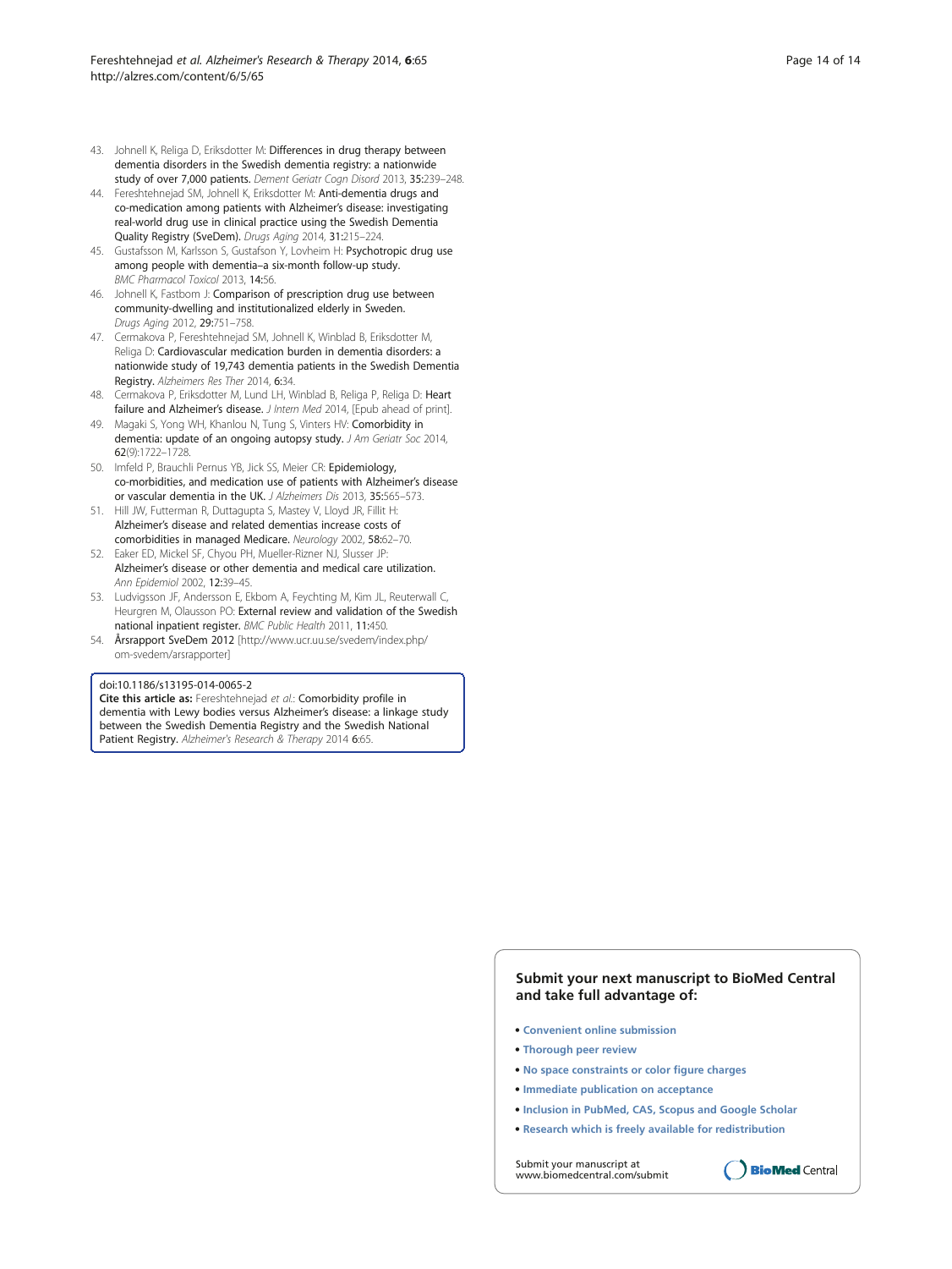43. Johnell K, Religa D, Eriksdotter M: **Differences in drug therapy between dementia disorders in the Swedish dementia registry: a nationwide study of over 7,000 patients.** *Dement Geriatr Cogn Disord* 2013, **35:**239–248.
44. Fereshtehnejad SM, Johnell K, Eriksdotter M: **Anti-dementia drugs and co-medication among patients with Alzheimer's disease: investigating real-world drug use in clinical practice using the Swedish Dementia Quality Registry (SveDem).** *Drugs Aging* 2014, **31:**215–224.
45. Gustafsson M, Karlsson S, Gustafson Y, Lovheim H: **Psychotropic drug use among people with dementia–a six-month follow-up study.** *BMC Pharmacol Toxicol* 2013, **14:**56.
46. Johnell K, Fastbom J: **Comparison of prescription drug use between community-dwelling and institutionalized elderly in Sweden.** *Drugs Aging* 2012, **29:**751–758.
47. Cermakova P, Fereshtehnejad SM, Johnell K, Winblad B, Eriksdotter M, Religa D: **Cardiovascular medication burden in dementia disorders: a nationwide study of 19,743 dementia patients in the Swedish Dementia Registry.** *Alzheimers Res Ther* 2014, **6:**34.
48. Cermakova P, Eriksdotter M, Lund LH, Winblad B, Religa P, Religa D: **Heart failure and Alzheimer's disease.** *J Intern Med* 2014, [Epub ahead of print].
49. Magaki S, Yong WH, Khanlou N, Tung S, Vinters HV: **Comorbidity in dementia: update of an ongoing autopsy study.** *J Am Geriatr Soc* 2014, **62**(9):1722–1728.
50. Imfeld P, Brauchli Pernus YB, Jick SS, Meier CR: **Epidemiology, co-morbidities, and medication use of patients with Alzheimer's disease or vascular dementia in the UK.** *J Alzheimers Dis* 2013, **35:**565–573.
51. Hill JW, Futterman R, Duttagupta S, Mastey V, Lloyd JR, Fillit H: **Alzheimer's disease and related dementias increase costs of comorbidities in managed Medicare.** *Neurology* 2002, **58:**62–70.
52. Eaker ED, Mickel SF, Chyou PH, Mueller-Rizner NJ, Slusser JP: **Alzheimer's disease or other dementia and medical care utilization.** *Ann Epidemiol* 2002, **12:**39–45.
53. Ludvigsson JF, Andersson E, Ekbom A, Feychting M, Kim JL, Reuterwall C, Heurgren M, Olausson PO: **External review and validation of the Swedish national inpatient register.** *BMC Public Health* 2011, **11:**450.
54. **Årsrapport SveDem 2012** [http://www.ucr.uu.se/svedem/index.php/om-svedem/arsrapporter]

doi:10.1186/s13195-014-0065-2

**Cite this article as:** Fereshtehnejad *et al.*: Comorbidity profile in dementia with Lewy bodies versus Alzheimer's disease: a linkage study between the Swedish Dementia Registry and the Swedish National Patient Registry. *Alzheimer's Research & Therapy* 2014 **6**:65.

**Submit your next manuscript to BioMed Central and take full advantage of:**

- **Convenient online submission**
- **Thorough peer review**
- **No space constraints or color figure charges**
- **Immediate publication on acceptance**
- **Inclusion in PubMed, CAS, Scopus and Google Scholar**
- **Research which is freely available for redistribution**

Submit your manuscript at
www.biomedcentral.com/submit

BioMed Central